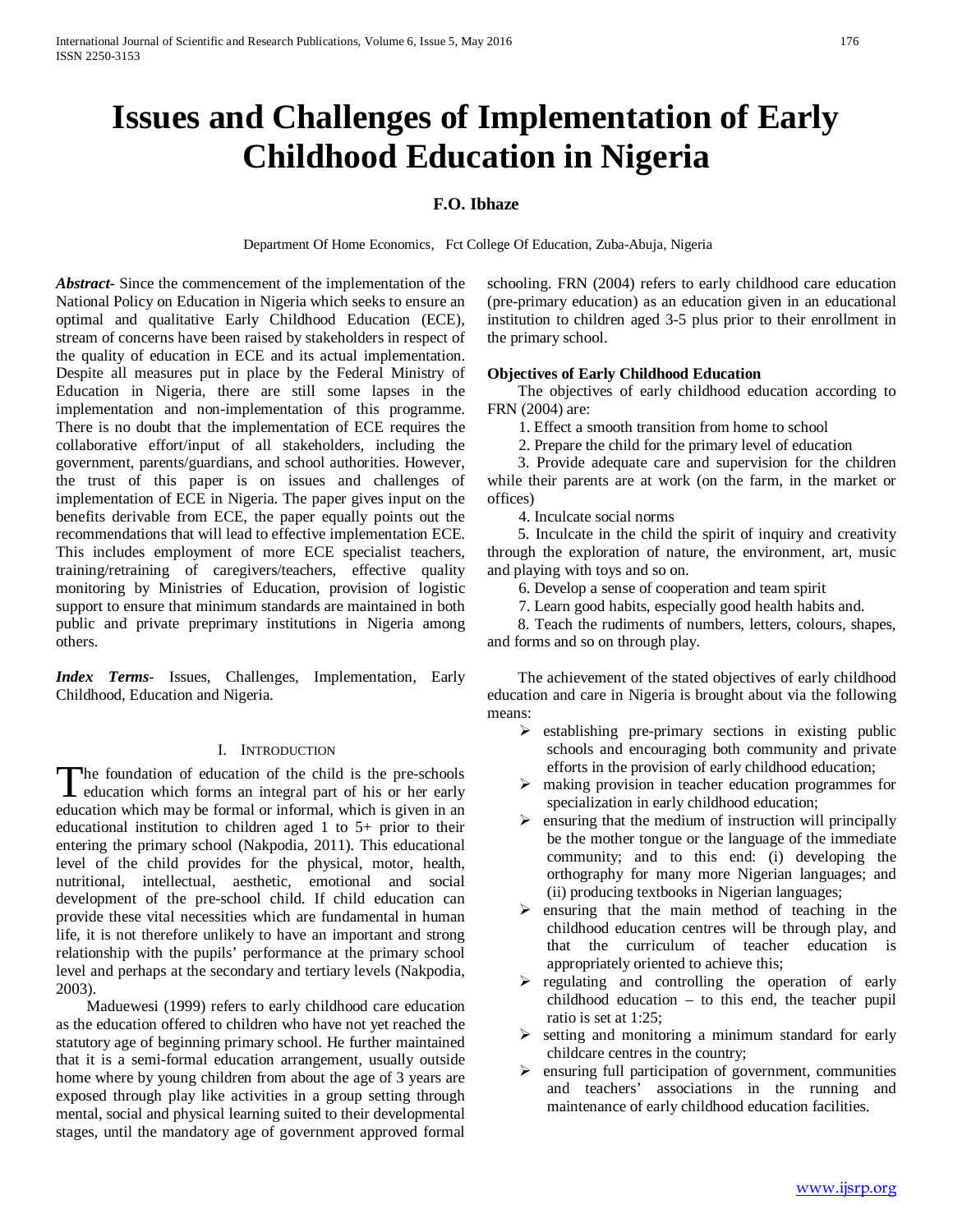# Issues and Challenges of Implementation of Early Childhood Education in Nigeria

**F.O. Ibhaze**

Department Of Home Economics, Fct College Of Education, Zuba-Abuja, Nigeria

***Abstract-*** Since the commencement of the implementation of the National Policy on Education in Nigeria which seeks to ensure an optimal and qualitative Early Childhood Education (ECE), stream of concerns have been raised by stakeholders in respect of the quality of education in ECE and its actual implementation. Despite all measures put in place by the Federal Ministry of Education in Nigeria, there are still some lapses in the implementation and non-implementation of this programme. There is no doubt that the implementation of ECE requires the collaborative effort/input of all stakeholders, including the government, parents/guardians, and school authorities. However, the trust of this paper is on issues and challenges of implementation of ECE in Nigeria. The paper gives input on the benefits derivable from ECE, the paper equally points out the recommendations that will lead to effective implementation ECE. This includes employment of more ECE specialist teachers, training/retraining of caregivers/teachers, effective quality monitoring by Ministries of Education, provision of logistic support to ensure that minimum standards are maintained in both public and private preprimary institutions in Nigeria among others.

***Index Terms-*** Issues, Challenges, Implementation, Early Childhood, Education and Nigeria.

## I. Introduction

The foundation of education of the child is the pre-schools education which forms an integral part of his or her early education which may be formal or informal, which is given in an educational institution to children aged 1 to 5+ prior to their entering the primary school (Nakpodia, 2011). This educational level of the child provides for the physical, motor, health, nutritional, intellectual, aesthetic, emotional and social development of the pre-school child. If child education can provide these vital necessities which are fundamental in human life, it is not therefore unlikely to have an important and strong relationship with the pupils' performance at the primary school level and perhaps at the secondary and tertiary levels (Nakpodia, 2003).

Maduewesi (1999) refers to early childhood care education as the education offered to children who have not yet reached the statutory age of beginning primary school. He further maintained that it is a semi-formal education arrangement, usually outside home where by young children from about the age of 3 years are exposed through play like activities in a group setting through mental, social and physical learning suited to their developmental stages, until the mandatory age of government approved formal schooling. FRN (2004) refers to early childhood care education (pre-primary education) as an education given in an educational institution to children aged 3-5 plus prior to their enrollment in the primary school.

**Objectives of Early Childhood Education**

The objectives of early childhood education according to FRN (2004) are:

1. Effect a smooth transition from home to school
2. Prepare the child for the primary level of education
3. Provide adequate care and supervision for the children while their parents are at work (on the farm, in the market or offices)
4. Inculcate social norms
5. Inculcate in the child the spirit of inquiry and creativity through the exploration of nature, the environment, art, music and playing with toys and so on.
6. Develop a sense of cooperation and team spirit
7. Learn good habits, especially good health habits and.
8. Teach the rudiments of numbers, letters, colours, shapes, and forms and so on through play.

The achievement of the stated objectives of early childhood education and care in Nigeria is brought about via the following means:

- establishing pre-primary sections in existing public schools and encouraging both community and private efforts in the provision of early childhood education;
- making provision in teacher education programmes for specialization in early childhood education;
- ensuring that the medium of instruction will principally be the mother tongue or the language of the immediate community; and to this end: (i) developing the orthography for many more Nigerian languages; and (ii) producing textbooks in Nigerian languages;
- ensuring that the main method of teaching in the childhood education centres will be through play, and that the curriculum of teacher education is appropriately oriented to achieve this;
- regulating and controlling the operation of early childhood education – to this end, the teacher pupil ratio is set at 1:25;
- setting and monitoring a minimum standard for early childcare centres in the country;
- ensuring full participation of government, communities and teachers' associations in the running and maintenance of early childhood education facilities.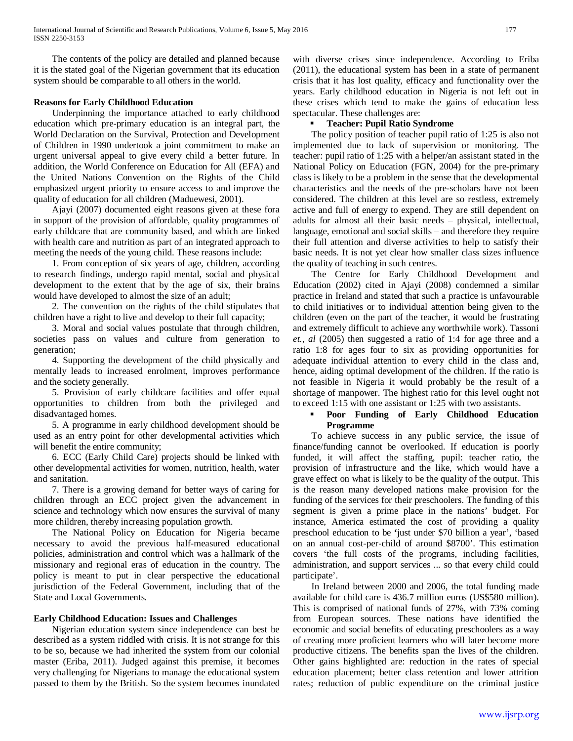The contents of the policy are detailed and planned because it is the stated goal of the Nigerian government that its education system should be comparable to all others in the world.

**Reasons for Early Childhood Education**

Underpinning the importance attached to early childhood education which pre-primary education is an integral part, the World Declaration on the Survival, Protection and Development of Children in 1990 undertook a joint commitment to make an urgent universal appeal to give every child a better future. In addition, the World Conference on Education for All (EFA) and the United Nations Convention on the Rights of the Child emphasized urgent priority to ensure access to and improve the quality of education for all children (Maduewesi, 2001).

Ajayi (2007) documented eight reasons given at these fora in support of the provision of affordable, quality programmes of early childcare that are community based, and which are linked with health care and nutrition as part of an integrated approach to meeting the needs of the young child. These reasons include:

1. From conception of six years of age, children, according to research findings, undergo rapid mental, social and physical development to the extent that by the age of six, their brains would have developed to almost the size of an adult;

2. The convention on the rights of the child stipulates that children have a right to live and develop to their full capacity;

3. Moral and social values postulate that through children, societies pass on values and culture from generation to generation;

4. Supporting the development of the child physically and mentally leads to increased enrolment, improves performance and the society generally.

5. Provision of early childcare facilities and offer equal opportunities to children from both the privileged and disadvantaged homes.

5. A programme in early childhood development should be used as an entry point for other developmental activities which will benefit the entire community;

6. ECC (Early Child Care) projects should be linked with other developmental activities for women, nutrition, health, water and sanitation.

7. There is a growing demand for better ways of caring for children through an ECC project given the advancement in science and technology which now ensures the survival of many more children, thereby increasing population growth.

The National Policy on Education for Nigeria became necessary to avoid the previous half-measured educational policies, administration and control which was a hallmark of the missionary and regional eras of education in the country. The policy is meant to put in clear perspective the educational jurisdiction of the Federal Government, including that of the State and Local Governments.

**Early Childhood Education: Issues and Challenges**

Nigerian education system since independence can best be described as a system riddled with crisis. It is not strange for this to be so, because we had inherited the system from our colonial master (Eriba, 2011). Judged against this premise, it becomes very challenging for Nigerians to manage the educational system passed to them by the British. So the system becomes inundated with diverse crises since independence. According to Eriba (2011), the educational system has been in a state of permanent crisis that it has lost quality, efficacy and functionality over the years. Early childhood education in Nigeria is not left out in these crises which tend to make the gains of education less spectacular. These challenges are:

- **Teacher: Pupil Ratio Syndrome**

The policy position of teacher pupil ratio of 1:25 is also not implemented due to lack of supervision or monitoring. The teacher: pupil ratio of 1:25 with a helper/an assistant stated in the National Policy on Education (FGN, 2004) for the pre-primary class is likely to be a problem in the sense that the developmental characteristics and the needs of the pre-scholars have not been considered. The children at this level are so restless, extremely active and full of energy to expend. They are still dependent on adults for almost all their basic needs – physical, intellectual, language, emotional and social skills – and therefore they require their full attention and diverse activities to help to satisfy their basic needs. It is not yet clear how smaller class sizes influence the quality of teaching in such centres.

The Centre for Early Childhood Development and Education (2002) cited in Ajayi (2008) condemned a similar practice in Ireland and stated that such a practice is unfavourable to child initiatives or to individual attention being given to the children (even on the part of the teacher, it would be frustrating and extremely difficult to achieve any worthwhile work). Tassoni *et., al* (2005) then suggested a ratio of 1:4 for age three and a ratio 1:8 for ages four to six as providing opportunities for adequate individual attention to every child in the class and, hence, aiding optimal development of the children. If the ratio is not feasible in Nigeria it would probably be the result of a shortage of manpower. The highest ratio for this level ought not to exceed 1:15 with one assistant or 1:25 with two assistants.

- **Poor Funding of Early Childhood Education Programme**

To achieve success in any public service, the issue of finance/funding cannot be overlooked. If education is poorly funded, it will affect the staffing, pupil: teacher ratio, the provision of infrastructure and the like, which would have a grave effect on what is likely to be the quality of the output. This is the reason many developed nations make provision for the funding of the services for their preschoolers. The funding of this segment is given a prime place in the nations' budget. For instance, America estimated the cost of providing a quality preschool education to be **'**just under $70 billion a year', 'based on an annual cost-per-child of around $8700'. This estimation covers 'the full costs of the programs, including facilities, administration, and support services ... so that every child could participate'.

In Ireland between 2000 and 2006, the total funding made available for child care is 436.7 million euros (US$580 million). This is comprised of national funds of 27%, with 73% coming from European sources. These nations have identified the economic and social benefits of educating preschoolers as a way of creating more proficient learners who will later become more productive citizens. The benefits span the lives of the children. Other gains highlighted are: reduction in the rates of special education placement; better class retention and lower attrition rates; reduction of public expenditure on the criminal justice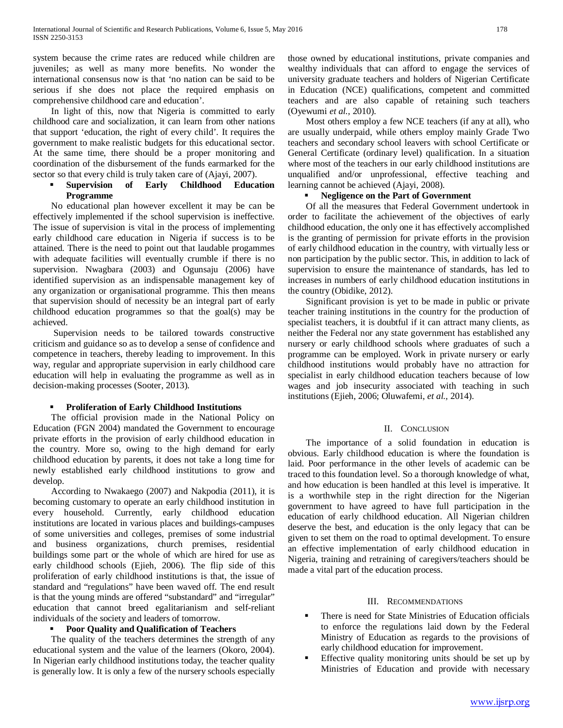system because the crime rates are reduced while children are juveniles; as well as many more benefits. No wonder the international consensus now is that 'no nation can be said to be serious if she does not place the required emphasis on comprehensive childhood care and education'.

In light of this, now that Nigeria is committed to early childhood care and socialization, it can learn from other nations that support 'education, the right of every child'. It requires the government to make realistic budgets for this educational sector. At the same time, there should be a proper monitoring and coordination of the disbursement of the funds earmarked for the sector so that every child is truly taken care of (Ajayi, 2007).

- **Supervision of Early Childhood Education Programme**

No educational plan however excellent it may be can be effectively implemented if the school supervision is ineffective. The issue of supervision is vital in the process of implementing early childhood care education in Nigeria if success is to be attained. There is the need to point out that laudable progammes with adequate facilities will eventually crumble if there is no supervision. Nwagbara (2003) and Ogunsaju (2006) have identified supervision as an indispensable management key of any organization or organisational programme. This then means that supervision should of necessity be an integral part of early childhood education programmes so that the goal(s) may be achieved.

Supervision needs to be tailored towards constructive criticism and guidance so as to develop a sense of confidence and competence in teachers, thereby leading to improvement. In this way, regular and appropriate supervision in early childhood care education will help in evaluating the programme as well as in decision-making processes (Sooter, 2013).

- **Proliferation of Early Childhood Institutions**

The official provision made in the National Policy on Education (FGN 2004) mandated the Government to encourage private efforts in the provision of early childhood education in the country. More so, owing to the high demand for early childhood education by parents, it does not take a long time for newly established early childhood institutions to grow and develop.

According to Nwakaego (2007) and Nakpodia (2011), it is becoming customary to operate an early childhood institution in every household. Currently, early childhood education institutions are located in various places and buildings-campuses of some universities and colleges, premises of some industrial and business organizations, church premises, residential buildings some part or the whole of which are hired for use as early childhood schools (Ejieh, 2006). The flip side of this proliferation of early childhood institutions is that, the issue of standard and "regulations" have been waved off. The end result is that the young minds are offered "substandard" and "irregular" education that cannot breed egalitarianism and self-reliant individuals of the society and leaders of tomorrow.

- **Poor Quality and Qualification of Teachers**

The quality of the teachers determines the strength of any educational system and the value of the learners (Okoro, 2004). In Nigerian early childhood institutions today, the teacher quality is generally low. It is only a few of the nursery schools especially those owned by educational institutions, private companies and wealthy individuals that can afford to engage the services of university graduate teachers and holders of Nigerian Certificate in Education (NCE) qualifications, competent and committed teachers and are also capable of retaining such teachers (Oyewumi *et al.*, 2010).

Most others employ a few NCE teachers (if any at all), who are usually underpaid, while others employ mainly Grade Two teachers and secondary school leavers with school Certificate or General Certificate (ordinary level) qualification. In a situation where most of the teachers in our early childhood institutions are unqualified and/or unprofessional, effective teaching and learning cannot be achieved (Ajayi, 2008).

- **Negligence on the Part of Government**

Of all the measures that Federal Government undertook in order to facilitate the achievement of the objectives of early childhood education, the only one it has effectively accomplished is the granting of permission for private efforts in the provision of early childhood education in the country, with virtually less or non participation by the public sector. This, in addition to lack of supervision to ensure the maintenance of standards, has led to increases in numbers of early childhood education institutions in the country (Obidike, 2012).

Significant provision is yet to be made in public or private teacher training institutions in the country for the production of specialist teachers, it is doubtful if it can attract many clients, as neither the Federal nor any state government has established any nursery or early childhood schools where graduates of such a programme can be employed. Work in private nursery or early childhood institutions would probably have no attraction for specialist in early childhood education teachers because of low wages and job insecurity associated with teaching in such institutions (Ejieh, 2006; Oluwafemi, *et al.*, 2014).

## II. Conclusion

The importance of a solid foundation in education is obvious. Early childhood education is where the foundation is laid. Poor performance in the other levels of academic can be traced to this foundation level. So a thorough knowledge of what, and how education is been handled at this level is imperative. It is a worthwhile step in the right direction for the Nigerian government to have agreed to have full participation in the education of early childhood education. All Nigerian children deserve the best, and education is the only legacy that can be given to set them on the road to optimal development. To ensure an effective implementation of early childhood education in Nigeria, training and retraining of caregivers/teachers should be made a vital part of the education process.

## III. Recommendations

- There is need for State Ministries of Education officials to enforce the regulations laid down by the Federal Ministry of Education as regards to the provisions of early childhood education for improvement.
- Effective quality monitoring units should be set up by Ministries of Education and provide with necessary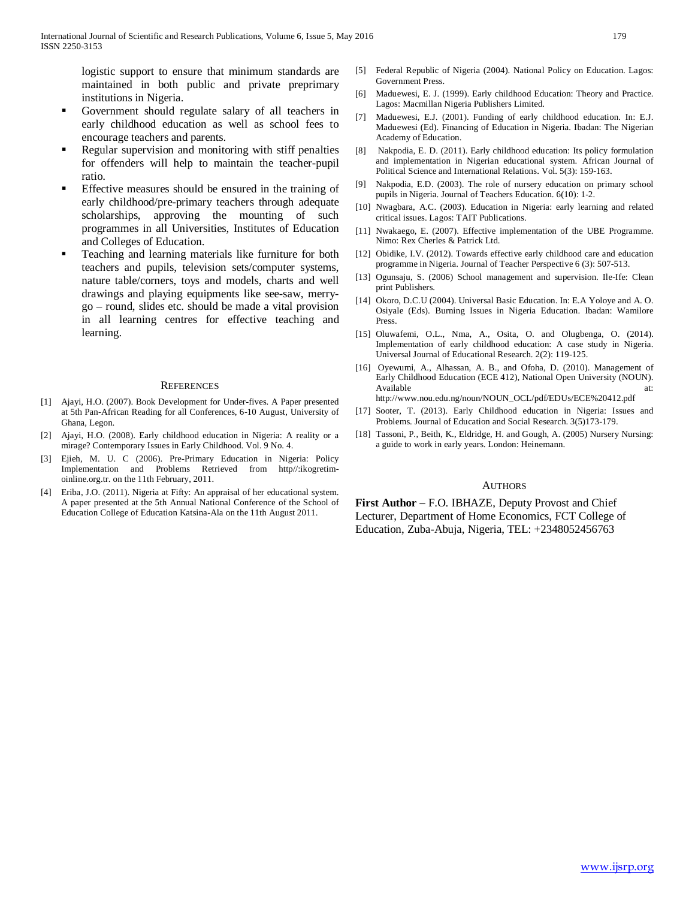logistic support to ensure that minimum standards are maintained in both public and private preprimary institutions in Nigeria.

- Government should regulate salary of all teachers in early childhood education as well as school fees to encourage teachers and parents.
- Regular supervision and monitoring with stiff penalties for offenders will help to maintain the teacher-pupil ratio.
- Effective measures should be ensured in the training of early childhood/pre-primary teachers through adequate scholarships, approving the mounting of such programmes in all Universities, Institutes of Education and Colleges of Education.
- Teaching and learning materials like furniture for both teachers and pupils, television sets/computer systems, nature table/corners, toys and models, charts and well drawings and playing equipments like see-saw, merry-go – round, slides etc. should be made a vital provision in all learning centres for effective teaching and learning.

## References

[1] Ajayi, H.O. (2007). Book Development for Under-fives. A Paper presented at 5th Pan-African Reading for all Conferences, 6-10 August, University of Ghana, Legon.

[2] Ajayi, H.O. (2008). Early childhood education in Nigeria: A reality or a mirage? Contemporary Issues in Early Childhood. Vol. 9 No. 4.

[3] Ejieh, M. U. C (2006). Pre-Primary Education in Nigeria: Policy Implementation and Problems Retrieved from http//:ikogretim-oinline.org.tr. on the 11th February, 2011.

[4] Eriba, J.O. (2011). Nigeria at Fifty: An appraisal of her educational system. A paper presented at the 5th Annual National Conference of the School of Education College of Education Katsina-Ala on the 11th August 2011.

[5] Federal Republic of Nigeria (2004). National Policy on Education. Lagos: Government Press.

[6] Maduewesi, E. J. (1999). Early childhood Education: Theory and Practice. Lagos: Macmillan Nigeria Publishers Limited.

[7] Maduewesi, E.J. (2001). Funding of early childhood education. In: E.J. Maduewesi (Ed). Financing of Education in Nigeria. Ibadan: The Nigerian Academy of Education.

[8] Nakpodia, E. D. (2011). Early childhood education: Its policy formulation and implementation in Nigerian educational system. African Journal of Political Science and International Relations. Vol. 5(3): 159-163.

[9] Nakpodia, E.D. (2003). The role of nursery education on primary school pupils in Nigeria. Journal of Teachers Education. 6(10): 1-2.

[10] Nwagbara, A.C. (2003). Education in Nigeria: early learning and related critical issues. Lagos: TAIT Publications.

[11] Nwakaego, E. (2007). Effective implementation of the UBE Programme. Nimo: Rex Cherles & Patrick Ltd.

[12] Obidike, I.V. (2012). Towards effective early childhood care and education programme in Nigeria. Journal of Teacher Perspective 6 (3): 507-513.

[13] Ogunsaju, S. (2006) School management and supervision. Ile-Ife: Clean print Publishers.

[14] Okoro, D.C.U (2004). Universal Basic Education. In: E.A Yoloye and A. O. Osiyale (Eds). Burning Issues in Nigeria Education. Ibadan: Wamilore Press.

[15] Oluwafemi, O.L., Nma, A., Osita, O. and Olugbenga, O. (2014). Implementation of early childhood education: A case study in Nigeria. Universal Journal of Educational Research. 2(2): 119-125.

[16] Oyewumi, A., Alhassan, A. B., and Ofoha, D. (2010). Management of Early Childhood Education (ECE 412), National Open University (NOUN). Available at: http://www.nou.edu.ng/noun/NOUN_OCL/pdf/EDUs/ECE%20412.pdf

[17] Sooter, T. (2013). Early Childhood education in Nigeria: Issues and Problems. Journal of Education and Social Research. 3(5)173-179.

[18] Tassoni, P., Beith, K., Eldridge, H. and Gough, A. (2005) Nursery Nursing: a guide to work in early years. London: Heinemann.

## Authors

**First Author** – F.O. IBHAZE, Deputy Provost and Chief Lecturer, Department of Home Economics, FCT College of Education, Zuba-Abuja, Nigeria, TEL: +2348052456763